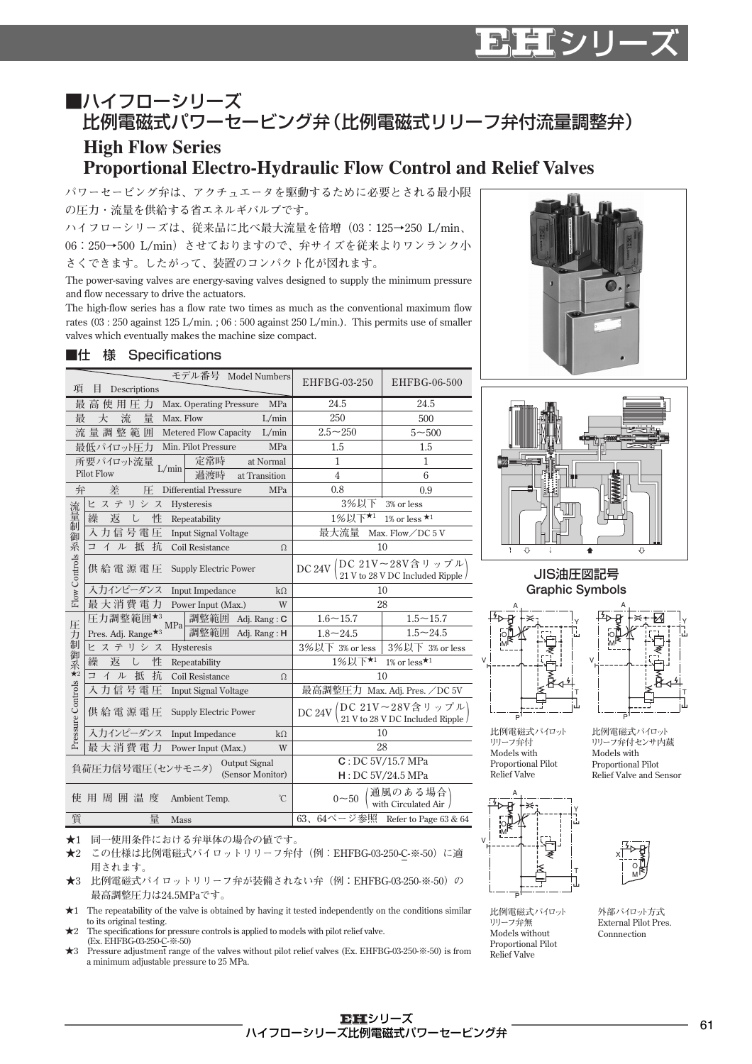## ■ハイフローシリーズ 比例電磁式パワーセービング弁（比例電磁式リリーフ弁付流量調整弁）

## High Flow Series Proportional Electro-Hydraulic Flow Control and Relief Valves

パワーセービング弁は、アクチュエータを駆動するために必要とされる最小限の圧力・流量を供給する省エネルギバルブです。
ハイフローシリーズは、従来品に比べ最大流量を倍増（03：125→250 L/min、06：250→500 L/min）させておりますので、弁サイズを従来よりワンランク小さくできます。したがって、装置のコンパクト化が図れます。

The power-saving valves are energy-saving valves designed to supply the minimum pressure and flow necessary to drive the actuators.
The high-flow series has a flow rate two times as much as the conventional maximum flow rates (03 : 250 against 125 L/min. ; 06 : 500 against 250 L/min.). This permits use of smaller valves which eventually makes the machine size compact.

### ■仕 様 Specifications

| 項 目 Descriptions | | | モデル番号 Model Numbers EHFBG-03-250 | EHFBG-06-500 |
|---|---|---|---|---|
| 最高使用圧力 Max. Operating Pressure | | MPa | 24.5 | 24.5 |
| 最大流量 Max. Flow | | L/min | 250 | 500 |
| 流量調整範囲 Metered Flow Capacity | | L/min | 2.5〜250 | 5〜500 |
| 最低パイロット圧力 Min. Pilot Pressure | | MPa | 1.5 | 1.5 |
| 所要パイロット流量 Pilot Flow L/min | 定常時 at Normal | | 1 | 1 |
| | 過渡時 at Transition | | 4 | 6 |
| 弁差圧 Differential Pressure | | MPa | 0.8 | 0.9 |
| 流量制御系 Flow Controls | ヒステリシス Hysteresis | | 3%以下 3% or less | |
| | 繰返し性 Repeatability | | 1%以下★1 1% or less ★1 | |
| | 入力信号電圧 Input Signal Voltage | | 最大流量 Max. Flow／DC 5 V | |
| | コイル抵抗 Coil Resistance | Ω | 10 | |
| | 供給電源電圧 Supply Electric Power | | DC 24V (DC 21V〜28V含リップル 21 V to 28 V DC Included Ripple) | |
| | 入力インピーダンス Input Impedance | kΩ | 10 | |
| | 最大消費電力 Power Input (Max.) | W | 28 | |
| 圧力制御系★2 Pressure Controls | 圧力調整範囲★3 Pres. Adj. Range★3 MPa | 調整範囲 Adj. Rang : C | 1.6〜15.7 | 1.5〜15.7 |
| | | 調整範囲 Adj. Rang : H | 1.8〜24.5 | 1.5〜24.5 |
| | ヒステリシス Hysteresis | | 3%以下 3% or less | 3%以下 3% or less |
| | 繰返し性 Repeatability | | 1%以下★1 1% or less★1 | |
| | コイル抵抗 Coil Resistance | Ω | 10 | |
| | 入力信号電圧 Input Signal Voltage | | 最高調整圧力 Max. Adj. Pres. ／DC 5V | |
| | 供給電源電圧 Supply Electric Power | | DC 24V (DC 21V〜28V含リップル 21 V to 28 V DC Included Ripple) | |
| | 入力インピーダンス Input Impedance | kΩ | 10 | |
| | 最大消費電力 Power Input (Max.) | W | 28 | |
| 負荷圧力信号電圧(センサモニタ) | Output Signal (Sensor Monitor) | | C : DC 5V/15.7 MPa<br>H : DC 5V/24.5 MPa | |
| 使用周囲温度 Ambient Temp. | | ℃ | 0〜50 (通風のある場合 with Circulated Air) | |
| 質量 Mass | | | 63、64ページ参照 Refer to Page 63 & 64 | |

★1 同一使用条件における弁単体の場合の値です。
★2 この仕様は比例電磁式パイロットリリーフ弁付（例：EHFBG-03-250-C-※-50）に適用されます。
★3 比例電磁式パイロットリリーフ弁が装備されない弁（例：EHFBG-03-250-※-50）の最高調整圧力は24.5MPaです。

★1 The repeatability of the valve is obtained by having it tested independently on the conditions similar to its original testing.
★2 The specifications for pressure controls is applied to models with pilot relief valve. (Ex. EHFBG-03-250-C-※-50)
★3 Pressure adjustment range of the valves without pilot relief valves (Ex. EHFBG-03-250-※-50) is from a minimum adjustable pressure to 25 MPa.

### JIS油圧図記号 Graphic Symbols

比例電磁式パイロットリリーフ弁付
Models with Proportional Pilot Relief Valve

比例電磁式パイロットリリーフ弁付センサ内蔵
Models with Proportional Pilot Relief Valve and Sensor

比例電磁式パイロットリリーフ弁無
Models without Proportional Pilot Relief Valve

外部パイロット方式
External Pilot Pres. Connnection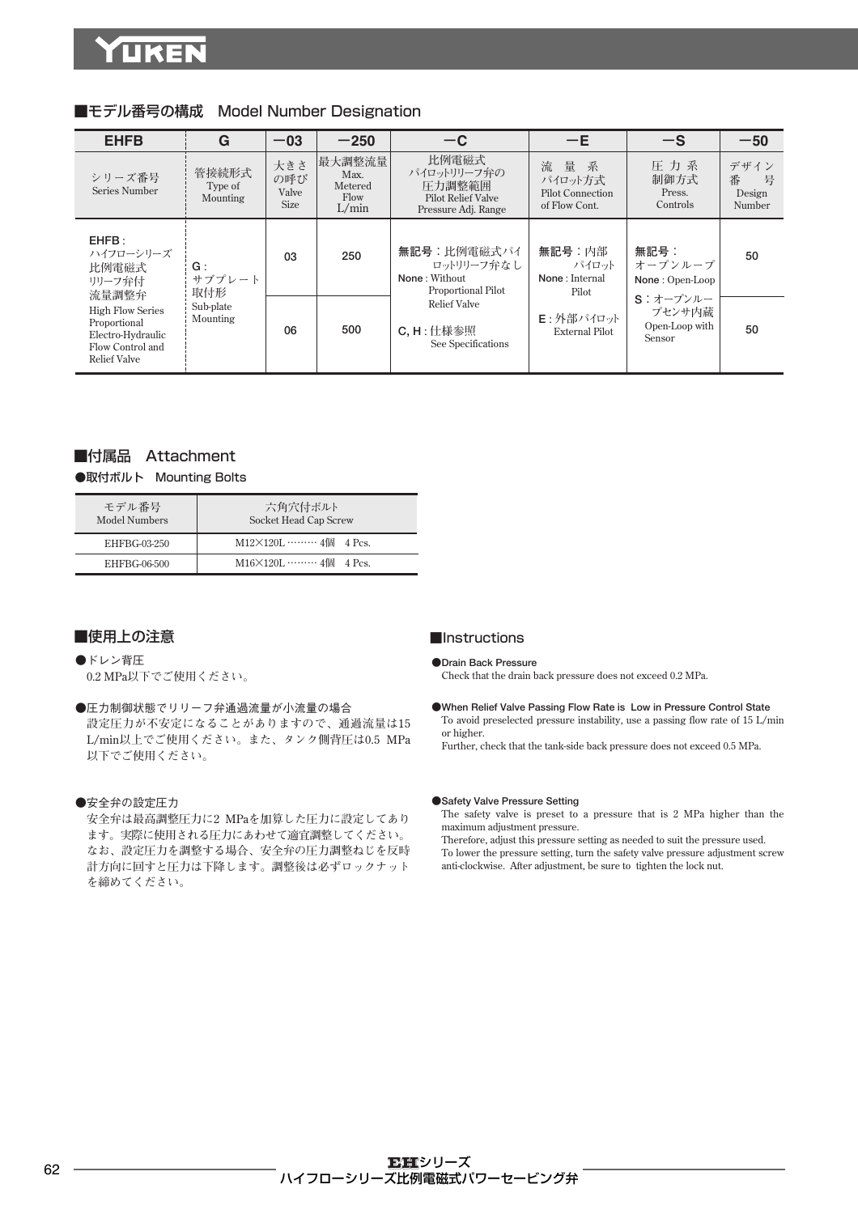## ■モデル番号の構成 Model Number Designation

| EHFB | G | −03 | −250 | −C | −E | −S | −50 |
|---|---|---|---|---|---|---|---|
| シリーズ番号<br>Series Number | 管接続形式<br>Type of Mounting | 大きさの呼び<br>Valve Size | 最大調整流量<br>Max. Metered Flow<br>L/min | 比例電磁式<br>パイロットリリーフ弁の<br>圧力調整範囲<br>Pilot Relief Valve<br>Pressure Adj. Range | 流量系<br>パイロット方式<br>Pilot Connection<br>of Flow Cont. | 圧力系<br>制御方式<br>Press.<br>Controls | デザイン番号<br>Design Number |
| EHFB：<br>ハイフローシリーズ<br>比例電磁式<br>リリーフ弁付<br>流量調整弁<br>High Flow Series Proportional Electro-Hydraulic Flow Control and Relief Valve | G：<br>サブプレート取付形<br>Sub-plate Mounting | 03 | 250 | 無記号：比例電磁式パイロットリリーフ弁なし<br>None : Without Proportional Pilot Relief Valve<br><br>C, H : 仕様参照<br>See Specifications | 無記号：内部パイロット<br>None : Internal Pilot<br><br>E : 外部パイロット<br>External Pilot | 無記号：<br>オープンループ<br>None : Open-Loop<br><br>S：オープンループセンサ内蔵<br>Open-Loop with Sensor | 50 |
| | | 06 | 500 | | | | 50 |

## ■付属品 Attachment

●取付ボルト Mounting Bolts

| モデル番号<br>Model Numbers | 六角穴付ボルト<br>Socket Head Cap Screw |
|---|---|
| EHFBG-03-250 | M12×120L ……… 4個 4 Pcs. |
| EHFBG-06-500 | M16×120L ……… 4個 4 Pcs. |

## ■使用上の注意

●ドレン背圧

0.2 MPa以下でご使用ください。

●圧力制御状態でリリーフ弁通過流量が小流量の場合

設定圧力が不安定になることがありますので、通過流量は15 L/min以上でご使用ください。また、タンク側背圧は0.5 MPa以下でご使用ください。

●安全弁の設定圧力

安全弁は最高調整圧力に2 MPaを加算した圧力に設定してあります。実際に使用される圧力にあわせて適宜調整してください。なお、設定圧力を調整する場合、安全弁の圧力調整ねじを反時計方向に回すと圧力は下降します。調整後は必ずロックナットを締めてください。

## ■Instructions

●Drain Back Pressure

Check that the drain back pressure does not exceed 0.2 MPa.

●When Relief Valve Passing Flow Rate is Low in Pressure Control State

To avoid preselected pressure instability, use a passing flow rate of 15 L/min or higher.
Further, check that the tank-side back pressure does not exceed 0.5 MPa.

●Safety Valve Pressure Setting

The safety valve is preset to a pressure that is 2 MPa higher than the maximum adjustment pressure.
Therefore, adjust this pressure setting as needed to suit the pressure used.
To lower the pressure setting, turn the safety valve pressure adjustment screw anti-clockwise. After adjustment, be sure to tighten the lock nut.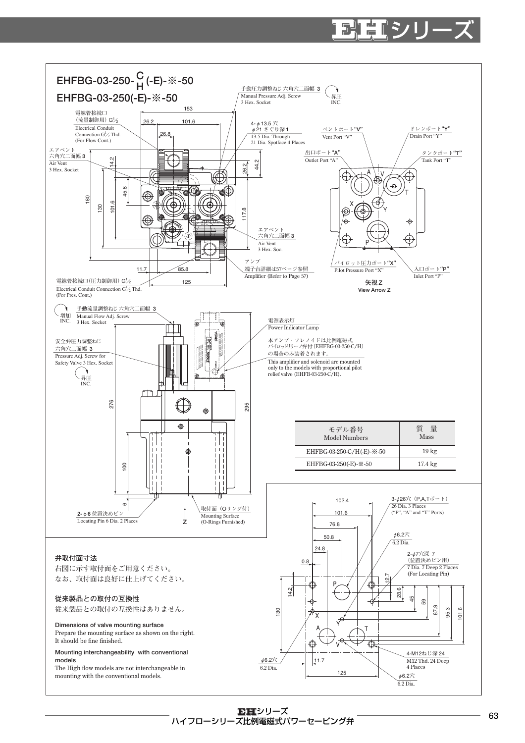# EHFBG-03-250-C/H(-E)-※-50
# EHFBG-03-250(-E)-※-50

電線管接続口（流量制御用）G½
Electrical Conduit Connection G½ Thd. (For Flow Cont.)

エアベント 六角穴二面幅 3
Air Vent 3 Hex. Socket

手動圧力調整ねじ 六角穴二面幅 3
Manual Pressure Adj. Screw 3 Hex. Socket

昇圧 INC.

4-φ13.5 穴 φ21 ざぐり深1
13.5 Dia. Through 21 Dia. Spotface 4 Places

ベントポート"V"
Vent Port "V"

ドレンポート"Y"
Drain Port "Y"

出口ポート"A"
Outlet Port "A"

タンクポート"T"
Tank Port "T"

エアベント 六角穴二面幅 3
Air Vent 3 Hex. Soc.

アンプ 端子台詳細は57ページ参照
Amplifier (Refer to Page 57)

パイロット圧力ポート"X"
Pilot Pressure Port "X"

入口ポート"P"
Inlet Port "P"

矢視Z
View Arrow Z

電線管接続口（圧力制御用）G½
Electrical Conduit Connection G½ Thd. (For Pres. Cont.)

手動流量調整ねじ 六角穴二面幅 3
Manual Flow Adj. Screw 3 Hex. Socket

増加 INC.

安全弁圧力調整ねじ 六角穴二面幅 3
Pressure Adj. Screw for Safety Valve 3 Hex. Socket

昇圧 INC.

電源表示灯
Power Indicator Lamp

本アンプ・ソレノイドは比例電磁式パイロットリリーフ弁付（EHFBG-03-250-C/H）の場合のみ装着されます。
This amplifier and solenoid are mounted only to the models with proportional pilot relief valve (EHFB-03-250-C/H).

2-φ6 位置決めピン
Locating Pin 6 Dia. 2 Places

取付面（Oリング付）
Mounting Surface (O-Rings Furnished)

| モデル番号 Model Numbers | 質量 Mass |
|---|---|
| EHFBG-03-250-C/H(-E)-※-50 | 19 kg |
| EHFBG-03-250(-E)-※-50 | 17.4 kg |

3-φ26穴（P,A,Tポート）
26 Dia. 3 Places ("P", "A" and "T" Ports)

φ6.2穴
6.2 Dia.

2-φ7穴深 7（位置決めピン用）
7 Dia. 7 Deep 2 Places (For Locating Pin)

4-M12ねじ深24
M12 Thd. 24 Deep 4 Places

## 弁取付面寸法

右図に示す取付面をご用意ください。
なお、取付面は良好に仕上げてください。

## 従来製品との取付の互換性

従来製品との取付の互換性はありません。

**Dimensions of valve mounting surface**

Prepare the mounting surface as shown on the right.
It should be fine finished.

**Mounting interchangeability with conventional models**

The High flow models are not interchangeable in mounting with the conventional models.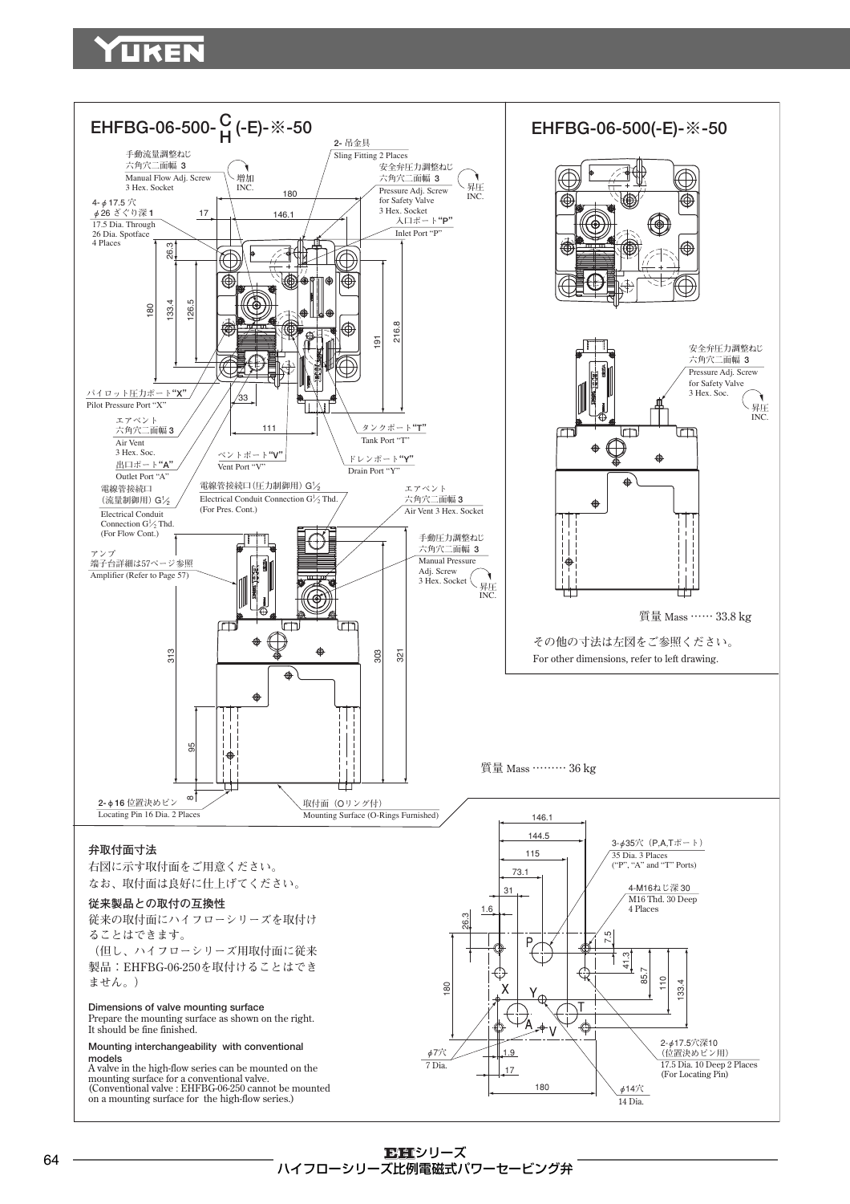## EHFBG-06-500-C/H(-E)-※-50

2- 吊金具
Sling Fitting 2 Places

手動流量調整ねじ
六角穴二面幅 3
Manual Flow Adj. Screw
3 Hex. Socket

増加
INC.

安全弁圧力調整ねじ
六角穴二面幅 3
Pressure Adj. Screw for Safety Valve
3 Hex. Socket

昇圧
INC.

4-φ17.5 穴
φ26 ざぐり深1
17.5 Dia. Through
26 Dia. Spotface
4 Places

入口ポート"P"
Inlet Port "P"

パイロット圧力ポート"X"
Pilot Pressure Port "X"

エアベント
六角穴二面幅 3
Air Vent
3 Hex. Soc.

タンクポート"T"
Tank Port "T"

ベントポート"V"
Vent Port "V"

ドレンポート"Y"
Drain Port "Y"

出口ポート"A"
Outlet Port "A"

電線管接続口
(流量制御用) G½
Electrical Conduit Connection G½ Thd.
(For Flow Cont.)

電線管接続口(圧力制御用) G½
Electrical Conduit Connection G½ Thd.
(For Pres. Cont.)

エアベント
六角穴二面幅 3
Air Vent 3 Hex. Socket

手動圧力調整ねじ
六角穴二面幅 3
Manual Pressure Adj. Screw
3 Hex. Socket

昇圧
INC.

アンプ
端子台詳細は57ページ参照
Amplifier (Refer to Page 57)

2-φ16 位置決めピン
Locating Pin 16 Dia. 2 Places

取付面 (Oリング付)
Mounting Surface (O-Rings Furnished)

質量 Mass ……… 36 kg

## EHFBG-06-500(-E)-※-50

安全弁圧力調整ねじ
六角穴二面幅 3
Pressure Adj. Screw for Safety Valve
3 Hex. Soc.

昇圧
INC.

質量 Mass …… 33.8 kg

その他の寸法は左図をご参照ください。
For other dimensions, refer to left drawing.

### 弁取付面寸法

右図に示す取付面をご用意ください。
なお、取付面は良好に仕上げてください。

### 従来製品との取付の互換性

従来の取付面にハイフローシリーズを取付けることはできます。
(但し、ハイフローシリーズ用取付面に従来製品：EHFBG-06-250を取付けることはできません。)

**Dimensions of valve mounting surface**
Prepare the mounting surface as shown on the right.
It should be fine finished.

**Mounting interchangeability with conventional models**
A valve in the high-flow series can be mounted on the mounting surface for a conventional valve.
(Conventional valve : EHFBG-06-250 cannot be mounted on a mounting surface for the high-flow series.)

3-φ35穴 (P,A,Tポート)
35 Dia. 3 Places
("P", "A" and "T" Ports)

4-M16ねじ深 30
M16 Thd. 30 Deep
4 Places

2-φ17.5穴深10
(位置決めピン用)
17.5 Dia. 10 Deep 2 Places
(For Locating Pin)

φ7穴
7 Dia.

φ14穴
14 Dia.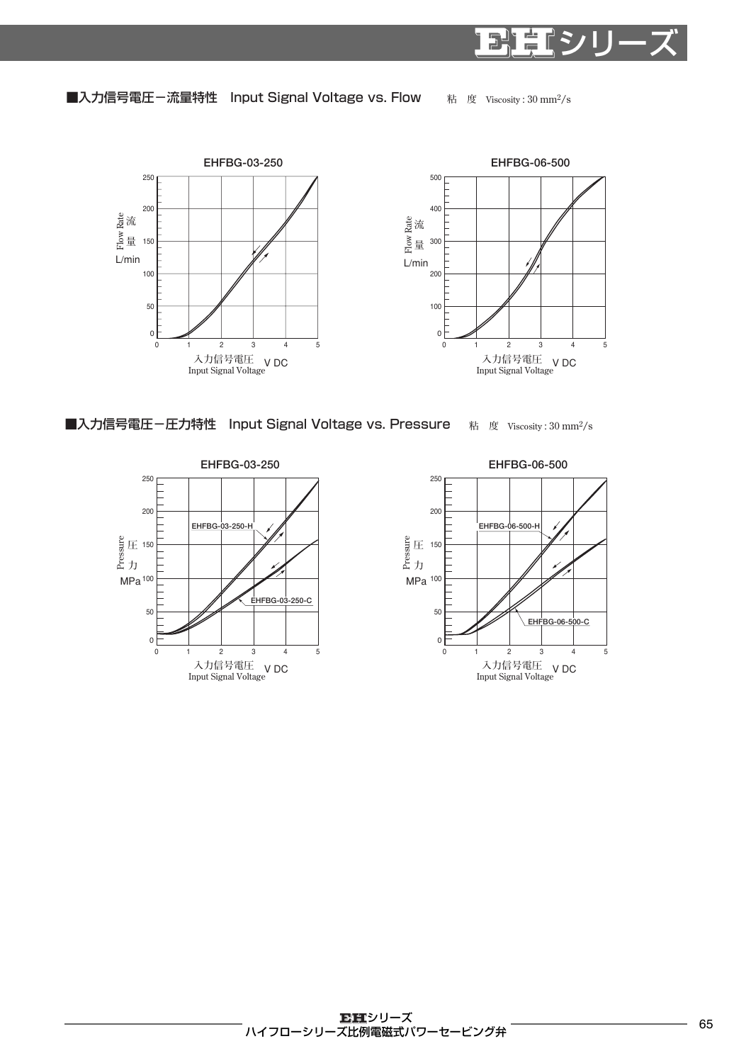## ■入力信号電圧−流量特性　Input Signal Voltage vs. Flow

粘　度　Viscosity : 30 $mm^2/s$

**EHFBG-03-250**

流量 Flow Rate L/min (0–250)

入力信号電圧 Input Signal Voltage V DC (0–5)

**EHFBG-06-500**

流量 Flow Rate L/min (0–500)

入力信号電圧 Input Signal Voltage V DC (0–5)

## ■入力信号電圧−圧力特性　Input Signal Voltage vs. Pressure

粘　度　Viscosity : 30 $mm^2/s$

**EHFBG-03-250**

圧力 Pressure MPa (0–250)

EHFBG-03-250-H

EHFBG-03-250-C

入力信号電圧 Input Signal Voltage V DC (0–5)

**EHFBG-06-500**

圧力 Pressure MPa (0–250)

EHFBG-06-500-H

EHFBG-06-500-C

入力信号電圧 Input Signal Voltage V DC (0–5)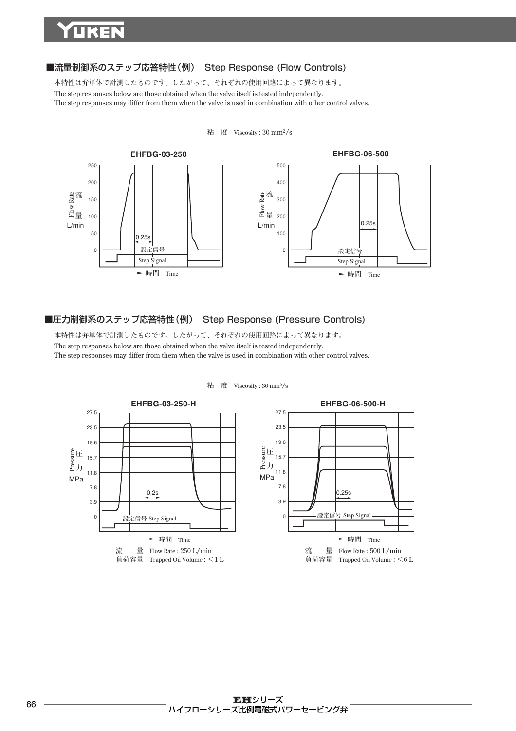## ■流量制御系のステップ応答特性（例）　Step Response (Flow Controls)

本特性は弁単体で計測したものです。したがって、それぞれの使用回路によって異なります。
The step responses below are those obtained when the valve itself is tested independently.
The step responses may differ from them when the valve is used in combination with other control valves.

粘　度　Viscosity : 30 mm²/s

**EHFBG-03-250**

流量 Flow Rate L/min
250
200
150
100
50
0
0.25s
設定信号
Step Signal
時間 Time

**EHFBG-06-500**

流量 Flow Rate L/min
500
400
300
200
100
0
0.25s
設定信号
Step Signal
時間 Time

## ■圧力制御系のステップ応答特性（例）　Step Response (Pressure Controls)

本特性は弁単体で計測したものです。したがって、それぞれの使用回路によって異なります。
The step responses below are those obtained when the valve itself is tested independently.
The step responses may differ from them when the valve is used in combination with other control valves.

粘　度　Viscosity : 30 mm²/s

**EHFBG-03-250-H**

圧力 Pressure MPa
27.5
23.5
19.6
15.7
11.8
7.8
3.9
0
0.2s
設定信号 Step Signal
時間 Time

流　　量　Flow Rate : 250 L/min
負荷容量　Trapped Oil Volume : ＜1 L

**EHFBG-06-500-H**

圧力 Pressure MPa
27.5
23.5
19.6
15.7
11.8
7.8
3.9
0
0.25s
設定信号 Step Signal
時間 Time

流　　量　Flow Rate : 500 L/min
負荷容量　Trapped Oil Volume : ＜6 L